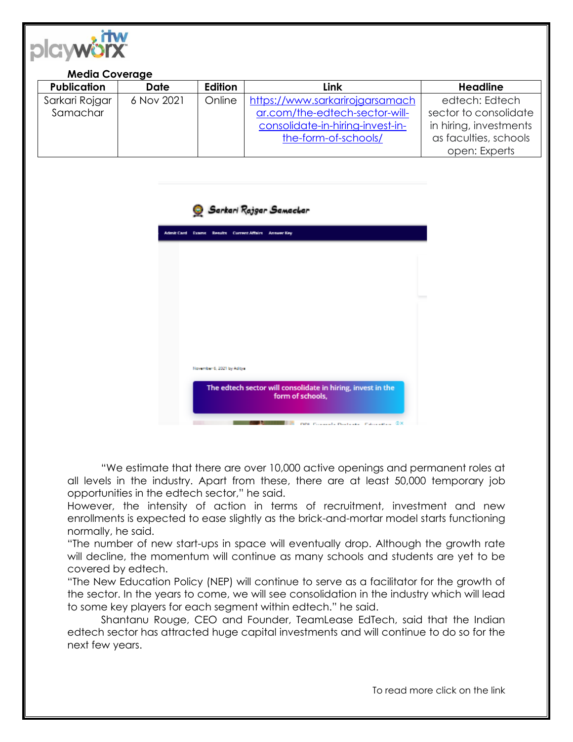**Media Coverage**

| Publication | Date | Edition | Link | Headline |
|---|---|---|---|---|
| Sarkari Rojgar Samachar | 6 Nov 2021 | Online | https://www.sarkarirojgarsamachar.com/the-edtech-sector-will-consolidate-in-hiring-invest-in-the-form-of-schools/ | edtech: Edtech sector to consolidate in hiring, investments as faculties, schools open: Experts |

Sarkari Rojgar Samachar

Admit Card Exams Results Current Affairs Answer Key

November 6, 2021 by Aditya

The edtech sector will consolidate in hiring, invest in the form of schools,

"We estimate that there are over 10,000 active openings and permanent roles at all levels in the industry. Apart from these, there are at least 50,000 temporary job opportunities in the edtech sector," he said.

However, the intensity of action in terms of recruitment, investment and new enrollments is expected to ease slightly as the brick-and-mortar model starts functioning normally, he said.

"The number of new start-ups in space will eventually drop. Although the growth rate will decline, the momentum will continue as many schools and students are yet to be covered by edtech.

"The New Education Policy (NEP) will continue to serve as a facilitator for the growth of the sector. In the years to come, we will see consolidation in the industry which will lead to some key players for each segment within edtech." he said.

Shantanu Rouge, CEO and Founder, TeamLease EdTech, said that the Indian edtech sector has attracted huge capital investments and will continue to do so for the next few years.

To read more click on the link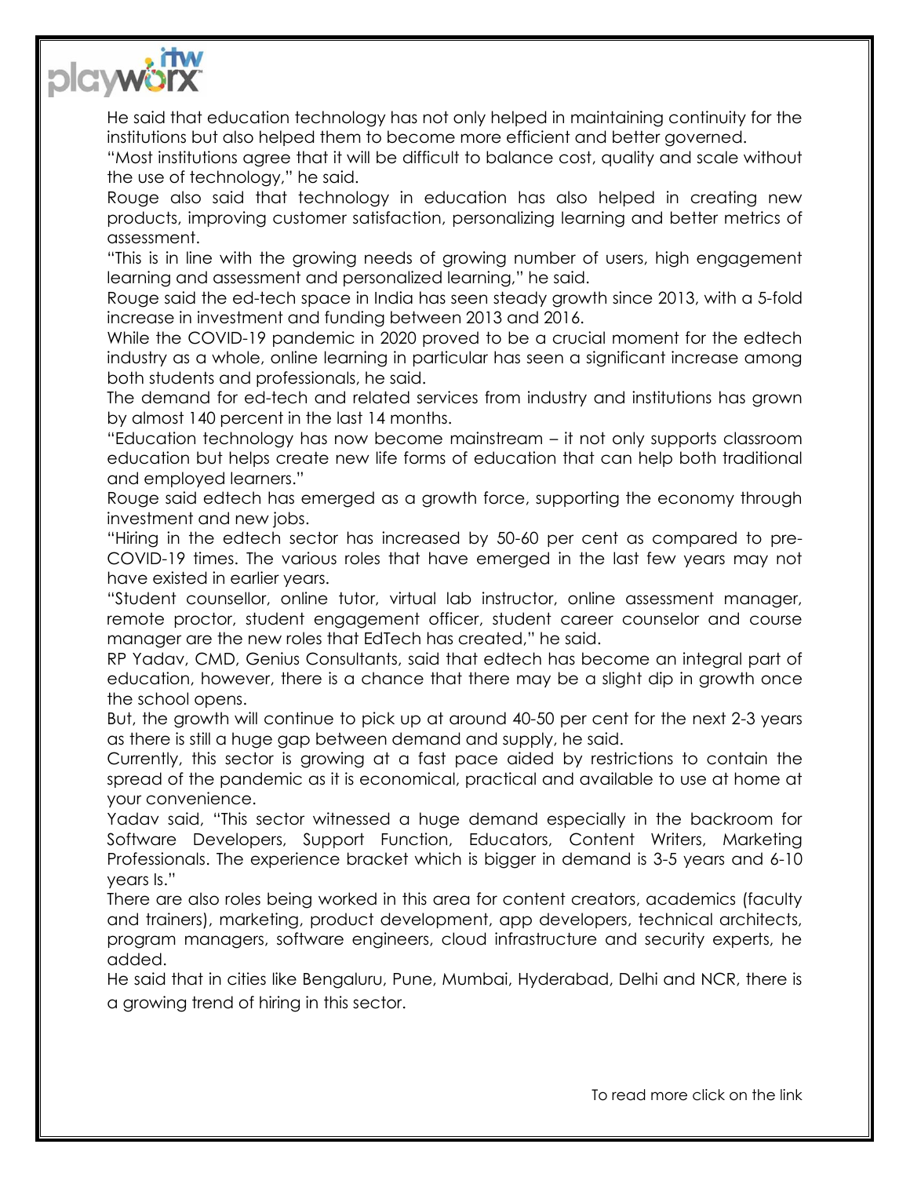He said that education technology has not only helped in maintaining continuity for the institutions but also helped them to become more efficient and better governed.

"Most institutions agree that it will be difficult to balance cost, quality and scale without the use of technology," he said.

Rouge also said that technology in education has also helped in creating new products, improving customer satisfaction, personalizing learning and better metrics of assessment.

"This is in line with the growing needs of growing number of users, high engagement learning and assessment and personalized learning," he said.

Rouge said the ed-tech space in India has seen steady growth since 2013, with a 5-fold increase in investment and funding between 2013 and 2016.

While the COVID-19 pandemic in 2020 proved to be a crucial moment for the edtech industry as a whole, online learning in particular has seen a significant increase among both students and professionals, he said.

The demand for ed-tech and related services from industry and institutions has grown by almost 140 percent in the last 14 months.

"Education technology has now become mainstream – it not only supports classroom education but helps create new life forms of education that can help both traditional and employed learners."

Rouge said edtech has emerged as a growth force, supporting the economy through investment and new jobs.

"Hiring in the edtech sector has increased by 50-60 per cent as compared to pre-COVID-19 times. The various roles that have emerged in the last few years may not have existed in earlier years.

"Student counsellor, online tutor, virtual lab instructor, online assessment manager, remote proctor, student engagement officer, student career counselor and course manager are the new roles that EdTech has created," he said.

RP Yadav, CMD, Genius Consultants, said that edtech has become an integral part of education, however, there is a chance that there may be a slight dip in growth once the school opens.

But, the growth will continue to pick up at around 40-50 per cent for the next 2-3 years as there is still a huge gap between demand and supply, he said.

Currently, this sector is growing at a fast pace aided by restrictions to contain the spread of the pandemic as it is economical, practical and available to use at home at your convenience.

Yadav said, "This sector witnessed a huge demand especially in the backroom for Software Developers, Support Function, Educators, Content Writers, Marketing Professionals. The experience bracket which is bigger in demand is 3-5 years and 6-10 years Is."

There are also roles being worked in this area for content creators, academics (faculty and trainers), marketing, product development, app developers, technical architects, program managers, software engineers, cloud infrastructure and security experts, he added.

He said that in cities like Bengaluru, Pune, Mumbai, Hyderabad, Delhi and NCR, there is a growing trend of hiring in this sector.

To read more click on the link